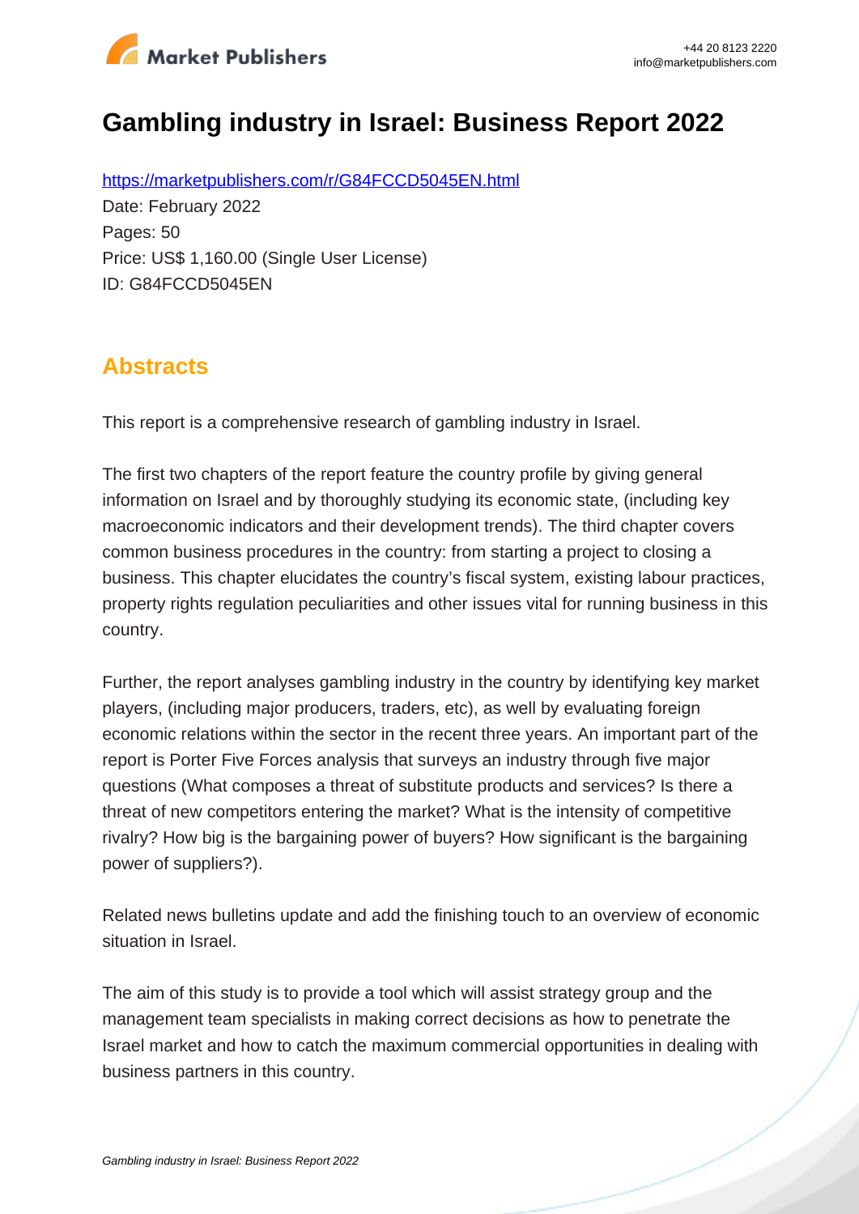# Gambling industry in Israel: Business Report 2022

https://marketpublishers.com/r/G84FCCD5045EN.html

Date: February 2022

Pages: 50

Price: US$ 1,160.00 (Single User License)

ID: G84FCCD5045EN

## Abstracts

This report is a comprehensive research of gambling industry in Israel.

The first two chapters of the report feature the country profile by giving general information on Israel and by thoroughly studying its economic state, (including key macroeconomic indicators and their development trends). The third chapter covers common business procedures in the country: from starting a project to closing a business. This chapter elucidates the country's fiscal system, existing labour practices, property rights regulation peculiarities and other issues vital for running business in this country.

Further, the report analyses gambling industry in the country by identifying key market players, (including major producers, traders, etc), as well by evaluating foreign economic relations within the sector in the recent three years. An important part of the report is Porter Five Forces analysis that surveys an industry through five major questions (What composes a threat of substitute products and services? Is there a threat of new competitors entering the market? What is the intensity of competitive rivalry? How big is the bargaining power of buyers? How significant is the bargaining power of suppliers?).

Related news bulletins update and add the finishing touch to an overview of economic situation in Israel.

The aim of this study is to provide a tool which will assist strategy group and the management team specialists in making correct decisions as how to penetrate the Israel market and how to catch the maximum commercial opportunities in dealing with business partners in this country.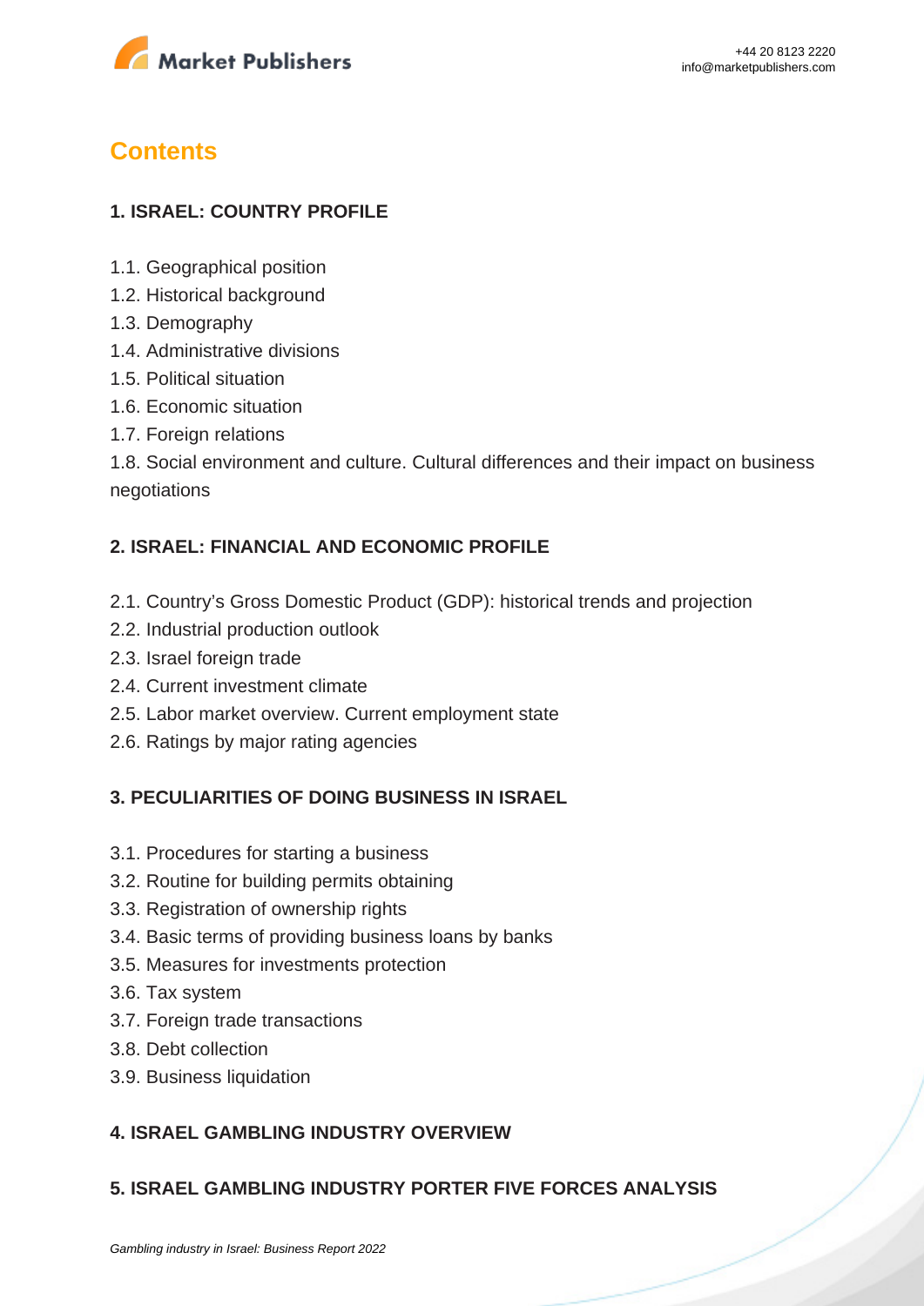## Contents

### 1. ISRAEL: COUNTRY PROFILE

1.1. Geographical position
1.2. Historical background
1.3. Demography
1.4. Administrative divisions
1.5. Political situation
1.6. Economic situation
1.7. Foreign relations
1.8. Social environment and culture. Cultural differences and their impact on business negotiations

### 2. ISRAEL: FINANCIAL AND ECONOMIC PROFILE

2.1. Country's Gross Domestic Product (GDP): historical trends and projection
2.2. Industrial production outlook
2.3. Israel foreign trade
2.4. Current investment climate
2.5. Labor market overview. Current employment state
2.6. Ratings by major rating agencies

### 3. PECULIARITIES OF DOING BUSINESS IN ISRAEL

3.1. Procedures for starting a business
3.2. Routine for building permits obtaining
3.3. Registration of ownership rights
3.4. Basic terms of providing business loans by banks
3.5. Measures for investments protection
3.6. Tax system
3.7. Foreign trade transactions
3.8. Debt collection
3.9. Business liquidation

### 4. ISRAEL GAMBLING INDUSTRY OVERVIEW

### 5. ISRAEL GAMBLING INDUSTRY PORTER FIVE FORCES ANALYSIS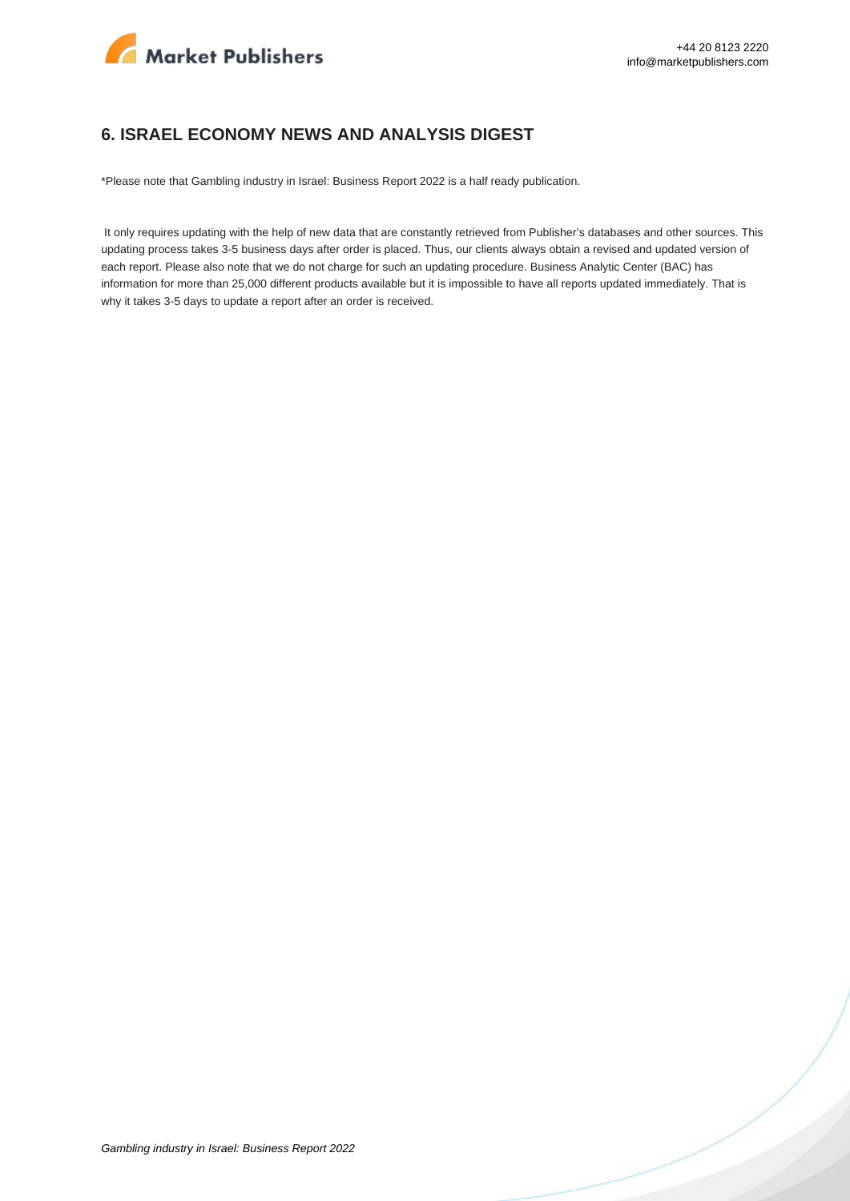## 6. ISRAEL ECONOMY NEWS AND ANALYSIS DIGEST

*Please note that Gambling industry in Israel: Business Report 2022 is a half ready publication.

It only requires updating with the help of new data that are constantly retrieved from Publisher's databases and other sources. This updating process takes 3-5 business days after order is placed. Thus, our clients always obtain a revised and updated version of each report. Please also note that we do not charge for such an updating procedure. Business Analytic Center (BAC) has information for more than 25,000 different products available but it is impossible to have all reports updated immediately. That is why it takes 3-5 days to update a report after an order is received.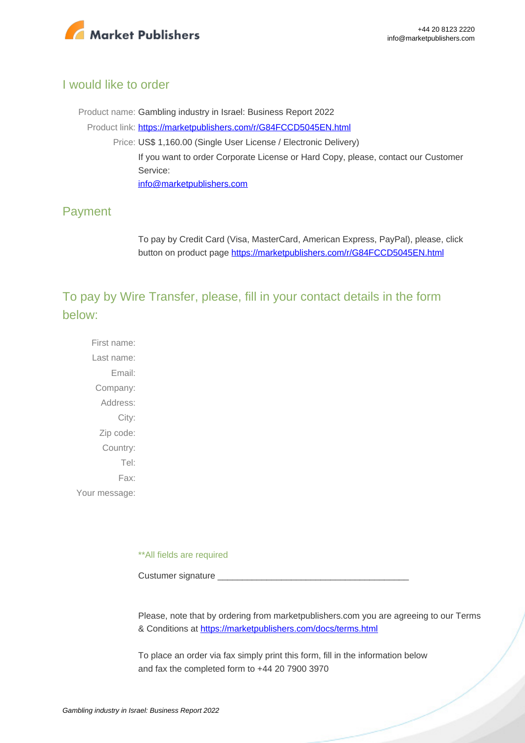## I would like to order

Product name: Gambling industry in Israel: Business Report 2022

Product link: [https://marketpublishers.com/r/G84FCCD5045EN.html](https://marketpublishers.com/r/G84FCCD5045EN.html)

Price: US$ 1,160.00 (Single User License / Electronic Delivery)

If you want to order Corporate License or Hard Copy, please, contact our Customer Service:

[info@marketpublishers.com](mailto:info@marketpublishers.com)

## Payment

To pay by Credit Card (Visa, MasterCard, American Express, PayPal), please, click button on product page [https://marketpublishers.com/r/G84FCCD5045EN.html](https://marketpublishers.com/r/G84FCCD5045EN.html)

## To pay by Wire Transfer, please, fill in your contact details in the form below:

First name:

Last name:

Email:

Company:

Address:

City:

Zip code:

Country:

Tel:

Fax:

Your message:

**All fields are required

Custumer signature _______________________________________

Please, note that by ordering from marketpublishers.com you are agreeing to our Terms & Conditions at [https://marketpublishers.com/docs/terms.html](https://marketpublishers.com/docs/terms.html)

To place an order via fax simply print this form, fill in the information below and fax the completed form to +44 20 7900 3970